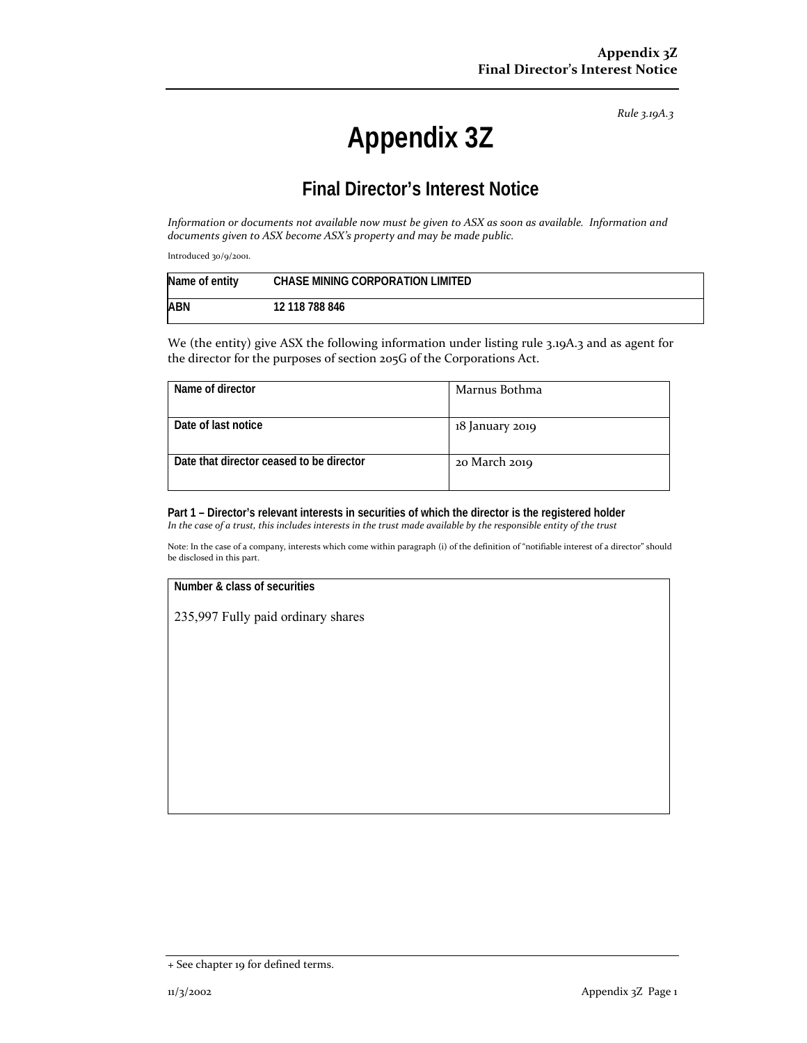*Rule 3.19A.3*

# Appendix 3Z

## Final Director's Interest Notice

*Information or documents not available now must be given to ASX as soon as available. Information and documents given to ASX become ASX's property and may be made public.*

Introduced 30/9/2001.

| Name of entity | CHASE MINING CORPORATION LIMITED |
|---|---|
| ABN | 12 118 788 846 |

We (the entity) give ASX the following information under listing rule 3.19A.3 and as agent for the director for the purposes of section 205G of the Corporations Act.

| Name of director | Marnus Bothma |
|---|---|
| Date of last notice | 18 January 2019 |
| Date that director ceased to be director | 20 March 2019 |

**Part 1 – Director's relevant interests in securities of which the director is the registered holder**
*In the case of a trust, this includes interests in the trust made available by the responsible entity of the trust*

Note: In the case of a company, interests which come within paragraph (i) of the definition of "notifiable interest of a director" should be disclosed in this part.

| Number & class of securities |
|---|
| 235,997 Fully paid ordinary shares |

+ See chapter 19 for defined terms.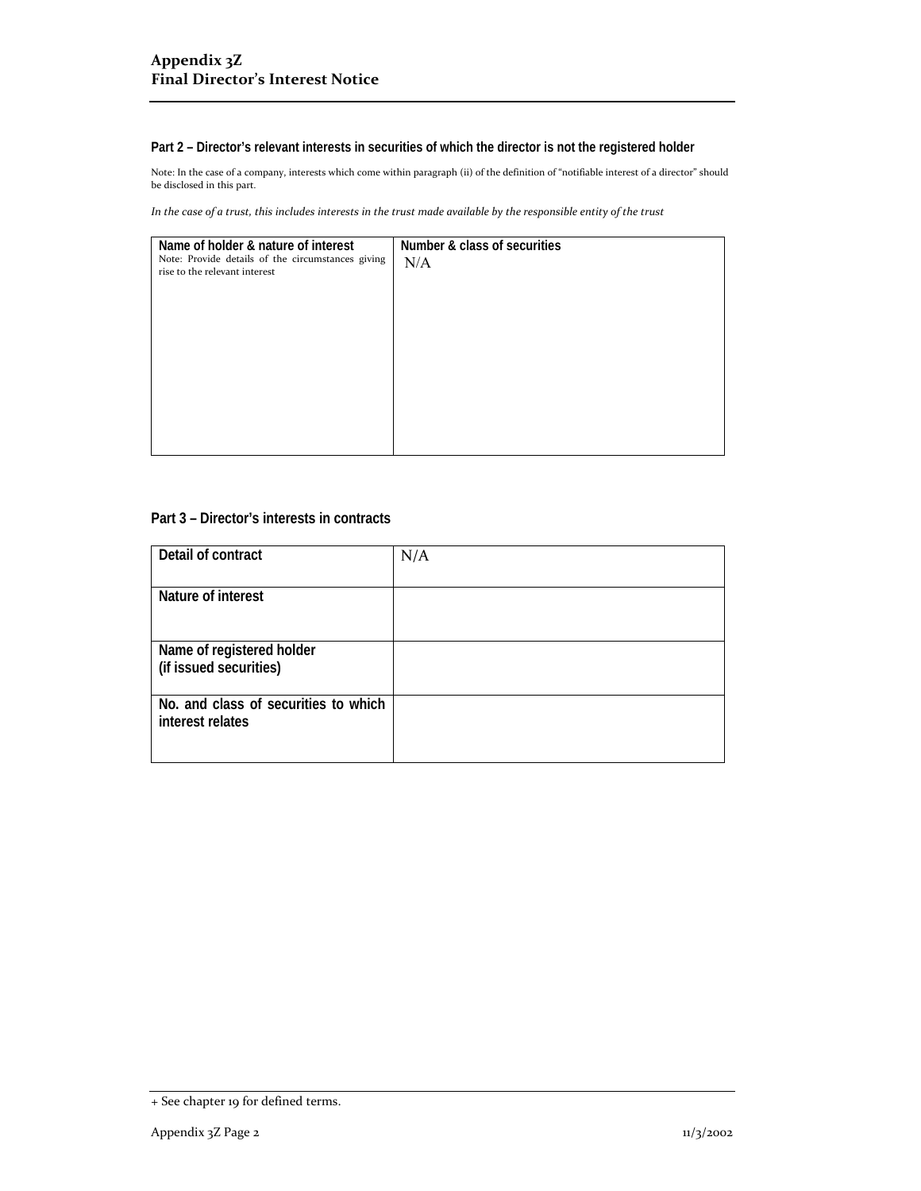## Part 2 – Director's relevant interests in securities of which the director is not the registered holder

Note: In the case of a company, interests which come within paragraph (ii) of the definition of "notifiable interest of a director" should be disclosed in this part.

*In the case of a trust, this includes interests in the trust made available by the responsible entity of the trust*

| Name of holder & nature of interest<br>Note: Provide details of the circumstances giving rise to the relevant interest | Number & class of securities<br>N/A |
|---|---|

## Part 3 – Director's interests in contracts

| | |
|---|---|
| **Detail of contract** | N/A |
| **Nature of interest** | |
| **Name of registered holder (if issued securities)** | |
| **No. and class of securities to which interest relates** | |

+ See chapter 19 for defined terms.